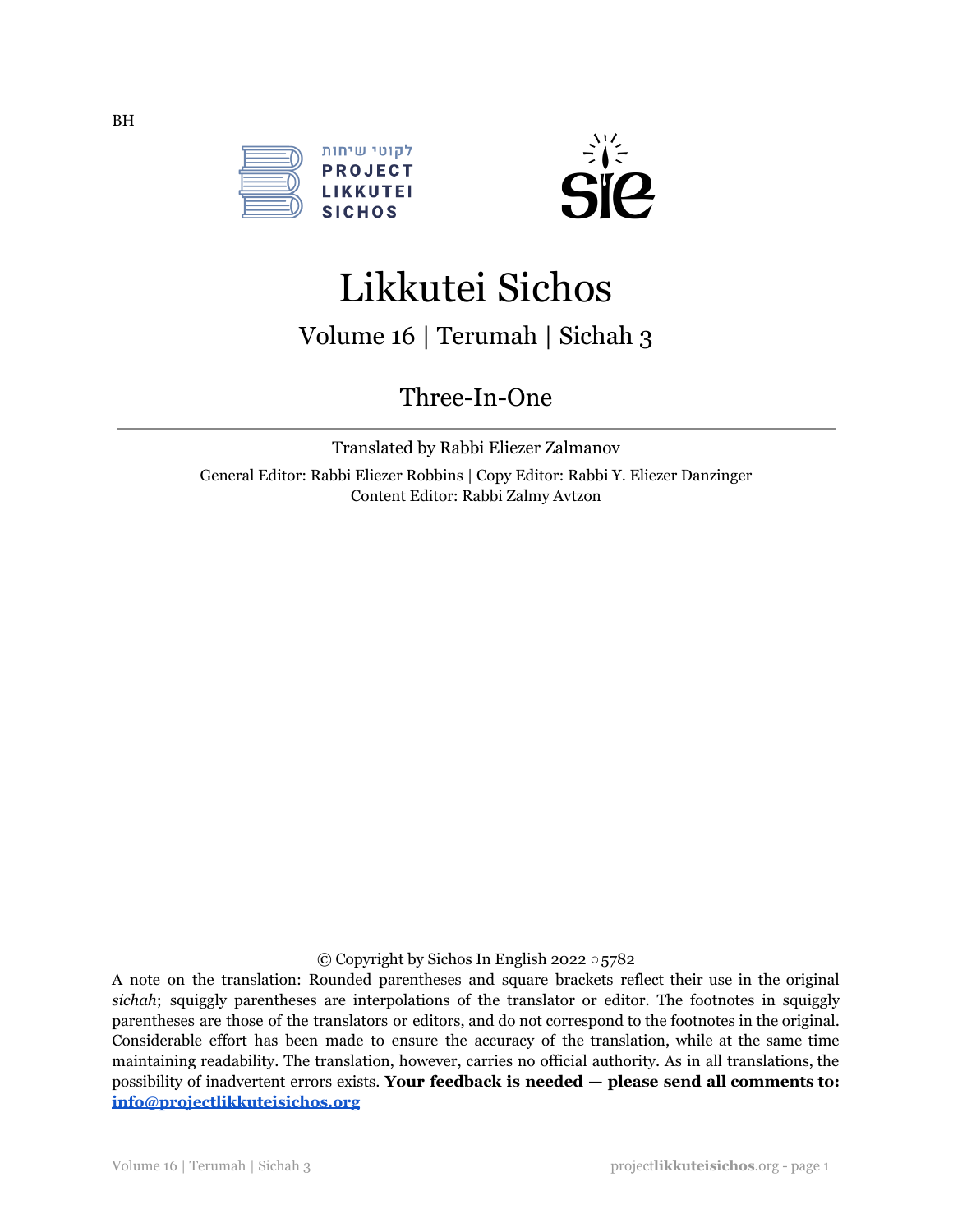BH

לקוטי שיחות
PROJECT
LIKKUTEI
SICHOS

# Likkutei Sichos

## Volume 16 | Terumah | Sichah 3

## Three-In-One

---

Translated by Rabbi Eliezer Zalmanov

General Editor: Rabbi Eliezer Robbins | Copy Editor: Rabbi Y. Eliezer Danzinger
Content Editor: Rabbi Zalmy Avtzon

© Copyright by Sichos In English 2022 ○ 5782

A note on the translation: Rounded parentheses and square brackets reflect their use in the original *sichah*; squiggly parentheses are interpolations of the translator or editor. The footnotes in squiggly parentheses are those of the translators or editors, and do not correspond to the footnotes in the original. Considerable effort has been made to ensure the accuracy of the translation, while at the same time maintaining readability. The translation, however, carries no official authority. As in all translations, the possibility of inadvertent errors exists. **Your feedback is needed — please send all comments to: info@projectlikkuteisichos.org**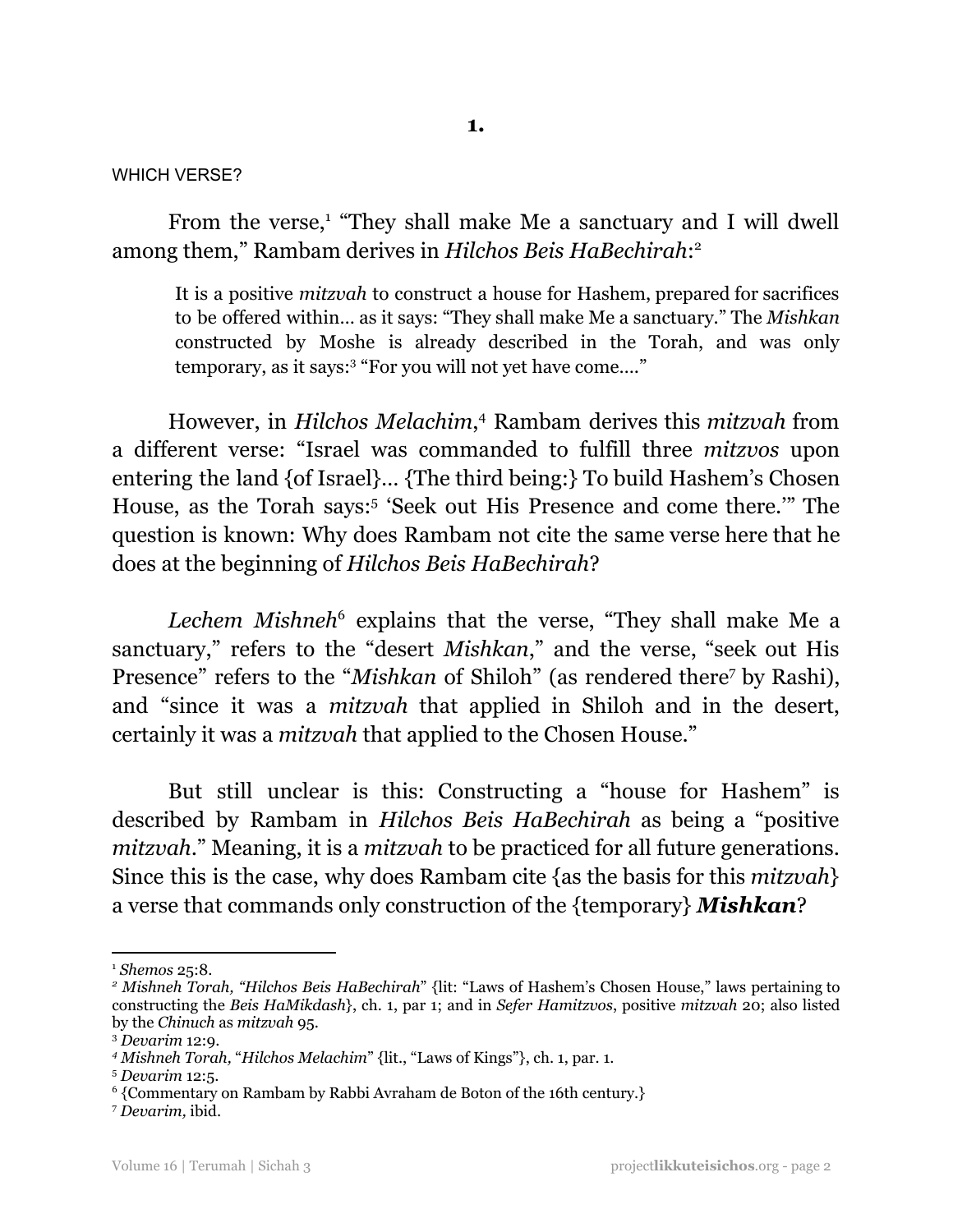**1.**

WHICH VERSE?

From the verse,[1] "They shall make Me a sanctuary and I will dwell among them," Rambam derives in *Hilchos Beis HaBechirah*:[2]

> It is a positive *mitzvah* to construct a house for Hashem, prepared for sacrifices to be offered within… as it says: "They shall make Me a sanctuary." The *Mishkan* constructed by Moshe is already described in the Torah, and was only temporary, as it says:[3] "For you will not yet have come…."

However, in *Hilchos Melachim*,[4] Rambam derives this *mitzvah* from a different verse: "Israel was commanded to fulfill three *mitzvos* upon entering the land {of Israel}… {The third being:} To build Hashem's Chosen House, as the Torah says:[5] 'Seek out His Presence and come there.'" The question is known: Why does Rambam not cite the same verse here that he does at the beginning of *Hilchos Beis HaBechirah*?

*Lechem Mishneh*[6] explains that the verse, "They shall make Me a sanctuary," refers to the "desert *Mishkan*," and the verse, "seek out His Presence" refers to the "*Mishkan* of Shiloh" (as rendered there[7] by Rashi), and "since it was a *mitzvah* that applied in Shiloh and in the desert, certainly it was a *mitzvah* that applied to the Chosen House."

But still unclear is this: Constructing a "house for Hashem" is described by Rambam in *Hilchos Beis HaBechirah* as being a "positive *mitzvah*." Meaning, it is a *mitzvah* to be practiced for all future generations. Since this is the case, why does Rambam cite {as the basis for this *mitzvah*} a verse that commands only construction of the {temporary} ***Mishkan***?

---

[1] *Shemos* 25:8.

[2] *Mishneh Torah, "Hilchos Beis HaBechirah"* {lit: "Laws of Hashem's Chosen House," laws pertaining to constructing the *Beis HaMikdash*}, ch. 1, par 1; and in *Sefer Hamitzvos*, positive *mitzvah* 20; also listed by the *Chinuch* as *mitzvah* 95.

[3] *Devarim* 12:9.

[4] *Mishneh Torah,* "*Hilchos Melachim*" {lit., "Laws of Kings"}, ch. 1, par. 1.

[5] *Devarim* 12:5.

[6] {Commentary on Rambam by Rabbi Avraham de Boton of the 16th century.}

[7] *Devarim,* ibid.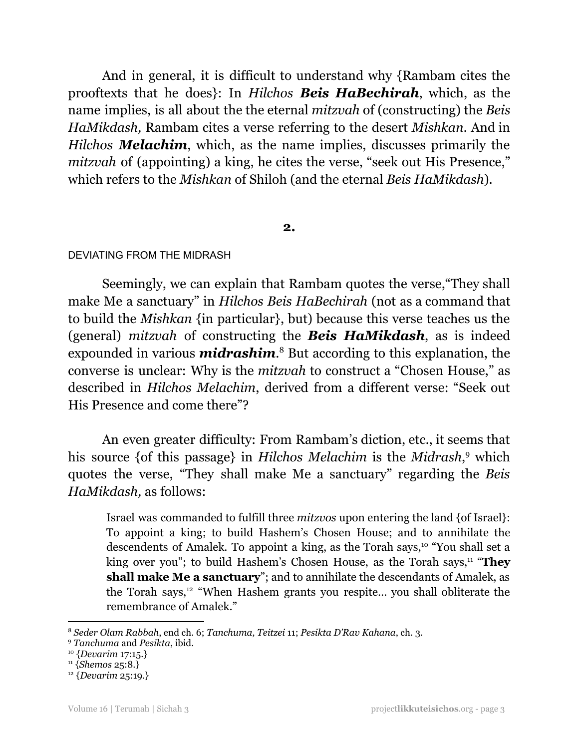And in general, it is difficult to understand why {Rambam cites the prooftexts that he does}: In *Hilchos **Beis HaBechirah***, which, as the name implies, is all about the the eternal *mitzvah* of (constructing) the *Beis HaMikdash,* Rambam cites a verse referring to the desert *Mishkan*. And in *Hilchos **Melachim***, which, as the name implies, discusses primarily the *mitzvah* of (appointing) a king, he cites the verse, "seek out His Presence," which refers to the *Mishkan* of Shiloh (and the eternal *Beis HaMikdash*).

**2.**

DEVIATING FROM THE MIDRASH

Seemingly, we can explain that Rambam quotes the verse,"They shall make Me a sanctuary" in *Hilchos Beis HaBechirah* (not as a command that to build the *Mishkan* {in particular}, but) because this verse teaches us the (general) *mitzvah* of constructing the ***Beis HaMikdash***, as is indeed expounded in various ***midrashim***.[8] But according to this explanation, the converse is unclear: Why is the *mitzvah* to construct a "Chosen House," as described in *Hilchos Melachim*, derived from a different verse: "Seek out His Presence and come there"?

An even greater difficulty: From Rambam's diction, etc., it seems that his source {of this passage} in *Hilchos Melachim* is the *Midrash*,[9] which quotes the verse, "They shall make Me a sanctuary" regarding the *Beis HaMikdash,* as follows:

> Israel was commanded to fulfill three *mitzvos* upon entering the land {of Israel}: To appoint a king; to build Hashem's Chosen House; and to annihilate the descendents of Amalek. To appoint a king, as the Torah says,[10] "You shall set a king over you"; to build Hashem's Chosen House, as the Torah says,[11] "**They shall make Me a sanctuary**"; and to annihilate the descendants of Amalek, as the Torah says,[12] "When Hashem grants you respite... you shall obliterate the remembrance of Amalek."

---

[8] *Seder Olam Rabbah*, end ch. 6; *Tanchuma, Teitzei* 11; *Pesikta D'Rav Kahana*, ch. 3.

[9] *Tanchuma* and *Pesikta*, ibid.

[10] {*Devarim* 17:15.}

[11] {*Shemos* 25:8.}

[12] {*Devarim* 25:19.}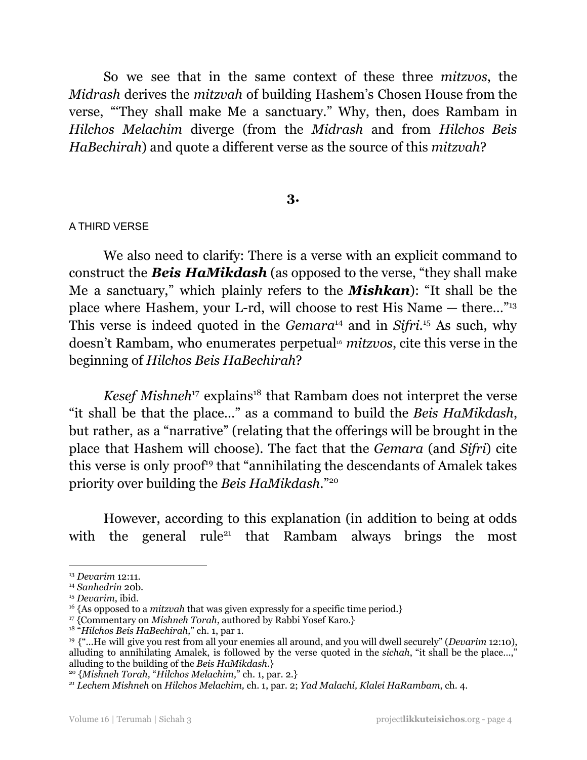So we see that in the same context of these three *mitzvos*, the *Midrash* derives the *mitzvah* of building Hashem's Chosen House from the verse, "'They shall make Me a sanctuary." Why, then, does Rambam in *Hilchos Melachim* diverge (from the *Midrash* and from *Hilchos Beis HaBechirah*) and quote a different verse as the source of this *mitzvah*?

## 3.

A THIRD VERSE

We also need to clarify: There is a verse with an explicit command to construct the ***Beis HaMikdash*** (as opposed to the verse, "they shall make Me a sanctuary," which plainly refers to the ***Mishkan***): "It shall be the place where Hashem, your L-rd, will choose to rest His Name — there..."[13] This verse is indeed quoted in the *Gemara*[14] and in *Sifri*.[15] As such, why doesn't Rambam, who enumerates perpetual[16] *mitzvos*, cite this verse in the beginning of *Hilchos Beis HaBechirah*?

*Kesef Mishneh*[17] explains[18] that Rambam does not interpret the verse "it shall be that the place..." as a command to build the *Beis HaMikdash*, but rather, as a "narrative" (relating that the offerings will be brought in the place that Hashem will choose). The fact that the *Gemara* (and *Sifri*) cite this verse is only proof[19] that "annihilating the descendants of Amalek takes priority over building the *Beis HaMikdash*."[20]

However, according to this explanation (in addition to being at odds with the general rule[21] that Rambam always brings the most

---

[13] *Devarim* 12:11.

[14] *Sanhedrin* 20b.

[15] *Devarim*, ibid.

[16] {As opposed to a *mitzvah* that was given expressly for a specific time period.}

[17] {Commentary on *Mishneh Torah*, authored by Rabbi Yosef Karo.}

[18] "*Hilchos Beis HaBechirah,*" ch. 1, par 1.

[19] {"...He will give you rest from all your enemies all around, and you will dwell securely" (*Devarim* 12:10), alluding to annihilating Amalek, is followed by the verse quoted in the *sichah*, "it shall be the place...," alluding to the building of the *Beis HaMikdash*.}

[20] {*Mishneh Torah,* "*Hilchos Melachim,*" ch. 1, par. 2.}

[21] *Lechem Mishneh* on *Hilchos Melachim,* ch. 1, par. 2; *Yad Malachi, Klalei HaRambam*, ch. 4.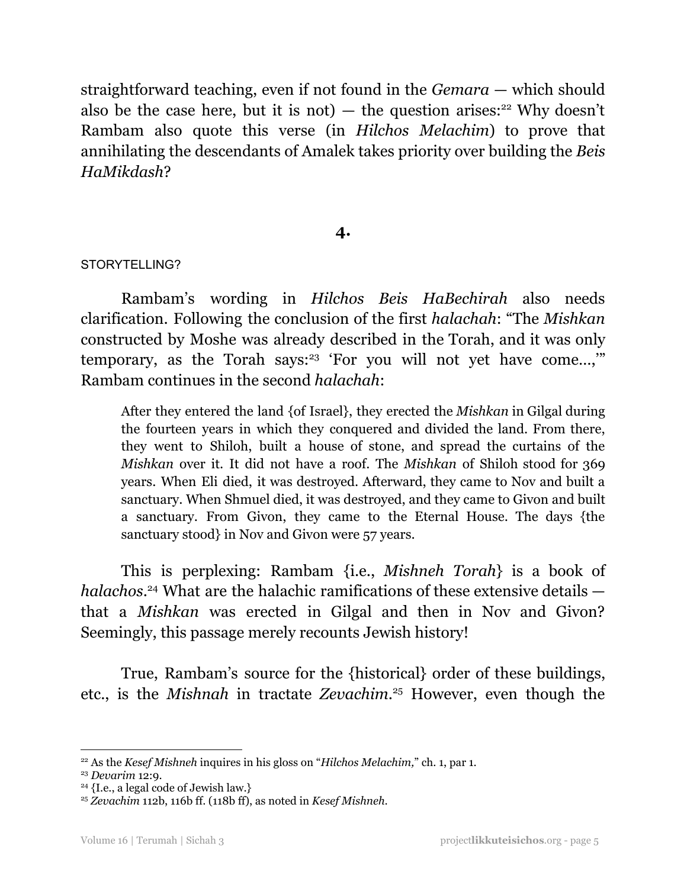straightforward teaching, even if not found in the *Gemara* — which should also be the case here, but it is not) — the question arises:[22] Why doesn't Rambam also quote this verse (in *Hilchos Melachim*) to prove that annihilating the descendants of Amalek takes priority over building the *Beis HaMikdash*?

## 4.

STORYTELLING?

Rambam's wording in *Hilchos Beis HaBechirah* also needs clarification. Following the conclusion of the first *halachah*: "The *Mishkan* constructed by Moshe was already described in the Torah, and it was only temporary, as the Torah says:[23] 'For you will not yet have come...,'" Rambam continues in the second *halachah*:

> After they entered the land {of Israel}, they erected the *Mishkan* in Gilgal during the fourteen years in which they conquered and divided the land. From there, they went to Shiloh, built a house of stone, and spread the curtains of the *Mishkan* over it. It did not have a roof. The *Mishkan* of Shiloh stood for 369 years. When Eli died, it was destroyed. Afterward, they came to Nov and built a sanctuary. When Shmuel died, it was destroyed, and they came to Givon and built a sanctuary. From Givon, they came to the Eternal House. The days {the sanctuary stood} in Nov and Givon were 57 years.

This is perplexing: Rambam {i.e., *Mishneh Torah*} is a book of *halachos*.[24] What are the halachic ramifications of these extensive details — that a *Mishkan* was erected in Gilgal and then in Nov and Givon? Seemingly, this passage merely recounts Jewish history!

True, Rambam's source for the {historical} order of these buildings, etc., is the *Mishnah* in tractate *Zevachim*.[25] However, even though the

---

[22] As the *Kesef Mishneh* inquires in his gloss on "*Hilchos Melachim,*" ch. 1, par 1.

[23] *Devarim* 12:9.

[24] {I.e., a legal code of Jewish law.}

[25] *Zevachim* 112b, 116b ff. (118b ff), as noted in *Kesef Mishneh*.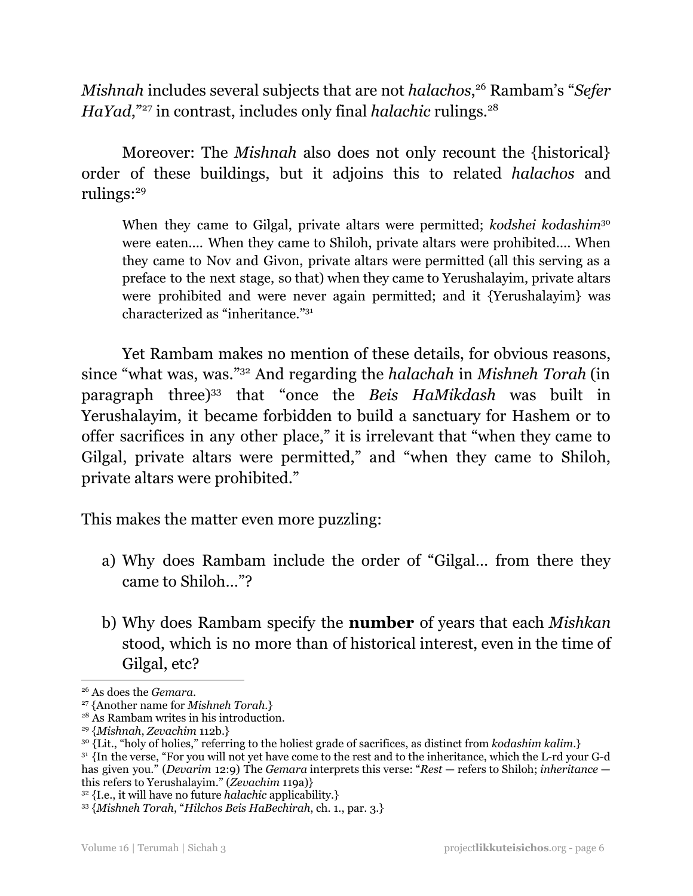*Mishnah* includes several subjects that are not *halachos*,[26] Rambam's "*Sefer HaYad*,"[27] in contrast, includes only final *halachic* rulings.[28]

Moreover: The *Mishnah* also does not only recount the {historical} order of these buildings, but it adjoins this to related *halachos* and rulings:[29]

> When they came to Gilgal, private altars were permitted; *kodshei kodashim*[30] were eaten.... When they came to Shiloh, private altars were prohibited.... When they came to Nov and Givon, private altars were permitted (all this serving as a preface to the next stage, so that) when they came to Yerushalayim, private altars were prohibited and were never again permitted; and it {Yerushalayim} was characterized as "inheritance."[31]

Yet Rambam makes no mention of these details, for obvious reasons, since "what was, was."[32] And regarding the *halachah* in *Mishneh Torah* (in paragraph three)[33] that "once the *Beis HaMikdash* was built in Yerushalayim, it became forbidden to build a sanctuary for Hashem or to offer sacrifices in any other place," it is irrelevant that "when they came to Gilgal, private altars were permitted," and "when they came to Shiloh, private altars were prohibited."

This makes the matter even more puzzling:

a) Why does Rambam include the order of "Gilgal... from there they came to Shiloh..."?

b) Why does Rambam specify the **number** of years that each *Mishkan* stood, which is no more than of historical interest, even in the time of Gilgal, etc?

---

[26] As does the *Gemara*.

[27] {Another name for *Mishneh Torah*.}

[28] As Rambam writes in his introduction.

[29] {*Mishnah*, *Zevachim* 112b.}

[30] {Lit., "holy of holies," referring to the holiest grade of sacrifices, as distinct from *kodashim kalim*.}

[31] {In the verse, "For you will not yet have come to the rest and to the inheritance, which the L-rd your G-d has given you." (*Devarim* 12:9) The *Gemara* interprets this verse: "*Rest* — refers to Shiloh; *inheritance* — this refers to Yerushalayim." (*Zevachim* 119a)}

[32] {I.e., it will have no future *halachic* applicability.}

[33] {*Mishneh Torah*, "*Hilchos Beis HaBechirah*, ch. 1., par. 3.}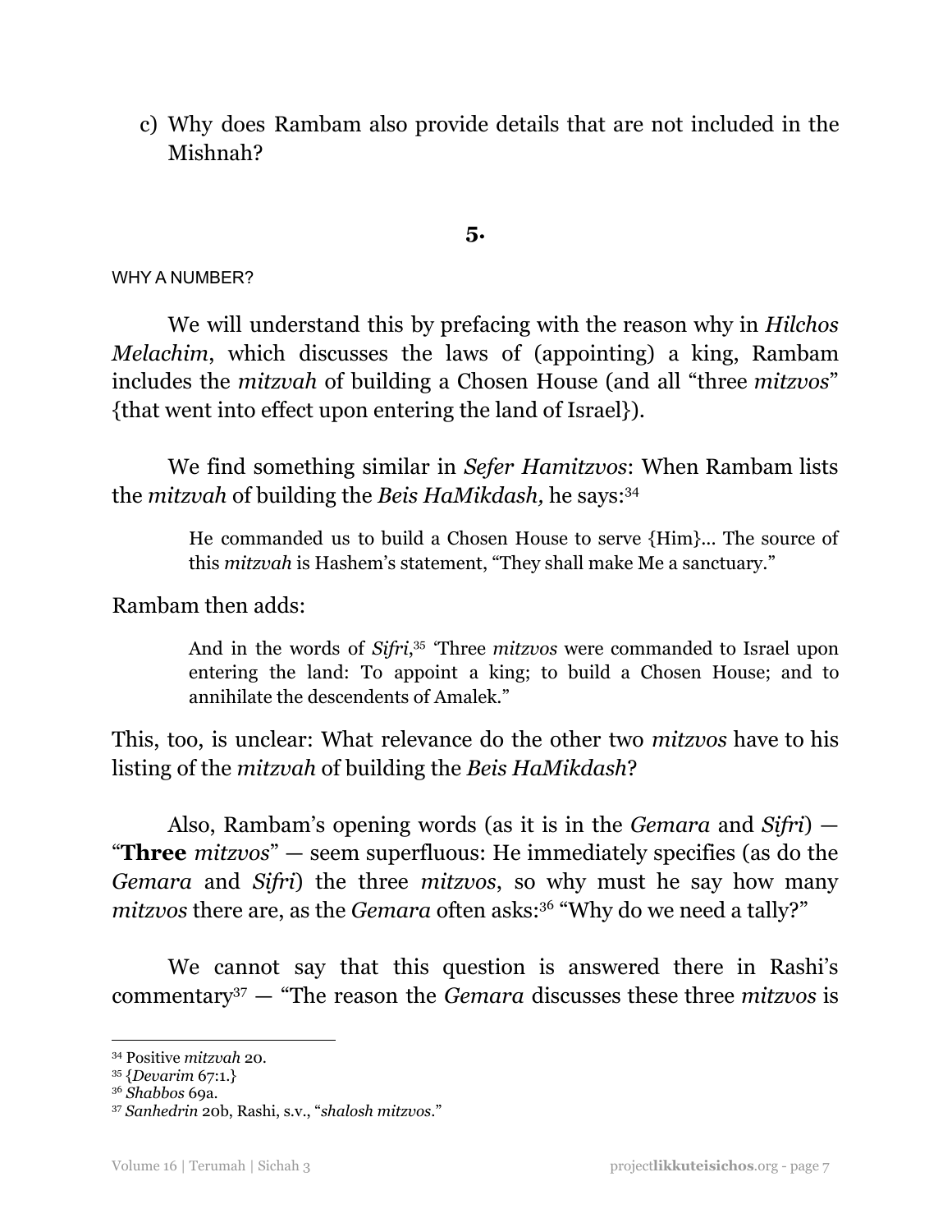c) Why does Rambam also provide details that are not included in the Mishnah?

## 5.

WHY A NUMBER?

We will understand this by prefacing with the reason why in *Hilchos Melachim*, which discusses the laws of (appointing) a king, Rambam includes the *mitzvah* of building a Chosen House (and all "three *mitzvos*" {that went into effect upon entering the land of Israel}).

We find something similar in *Sefer Hamitzvos*: When Rambam lists the *mitzvah* of building the *Beis HaMikdash,* he says:[34]

> He commanded us to build a Chosen House to serve {Him}... The source of this *mitzvah* is Hashem's statement, "They shall make Me a sanctuary."

Rambam then adds:

> And in the words of *Sifri*,[35] 'Three *mitzvos* were commanded to Israel upon entering the land: To appoint a king; to build a Chosen House; and to annihilate the descendents of Amalek."

This, too, is unclear: What relevance do the other two *mitzvos* have to his listing of the *mitzvah* of building the *Beis HaMikdash*?

Also, Rambam's opening words (as it is in the *Gemara* and *Sifri*) — "**Three** *mitzvos*" — seem superfluous: He immediately specifies (as do the *Gemara* and *Sifri*) the three *mitzvos*, so why must he say how many *mitzvos* there are, as the *Gemara* often asks:[36] "Why do we need a tally?"

We cannot say that this question is answered there in Rashi's commentary[37] — "The reason the *Gemara* discusses these three *mitzvos* is

---

[34] Positive *mitzvah* 20.

[35] {*Devarim* 67:1.}

[36] *Shabbos* 69a.

[37] *Sanhedrin* 20b, Rashi, s.v., "*shalosh mitzvos*."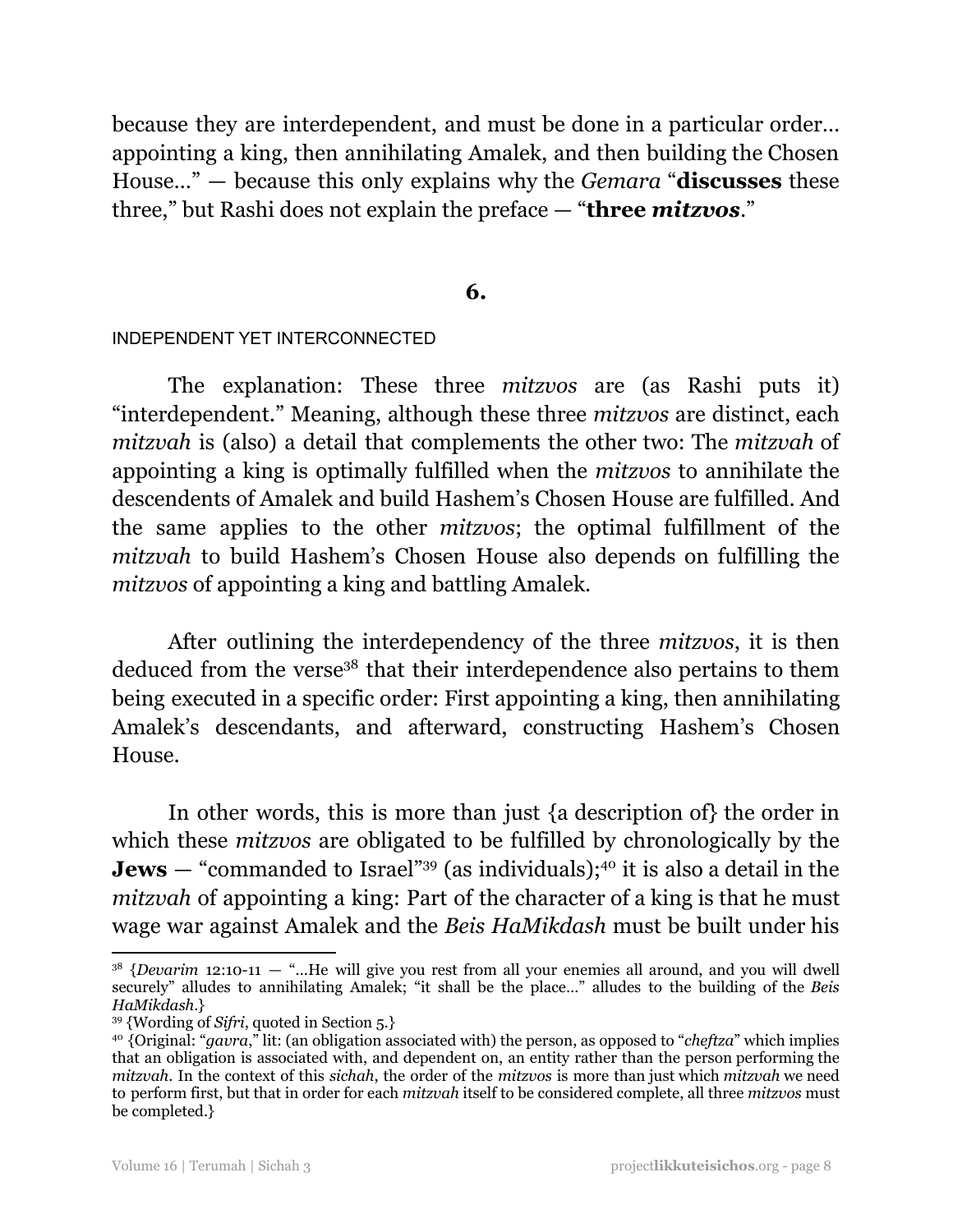because they are interdependent, and must be done in a particular order… appointing a king, then annihilating Amalek, and then building the Chosen House…" — because this only explains why the *Gemara* "**discusses** these three," but Rashi does not explain the preface — "**three *mitzvos***."

## 6.

### INDEPENDENT YET INTERCONNECTED

The explanation: These three *mitzvos* are (as Rashi puts it) "interdependent." Meaning, although these three *mitzvos* are distinct, each *mitzvah* is (also) a detail that complements the other two: The *mitzvah* of appointing a king is optimally fulfilled when the *mitzvos* to annihilate the descendents of Amalek and build Hashem's Chosen House are fulfilled. And the same applies to the other *mitzvos*; the optimal fulfillment of the *mitzvah* to build Hashem's Chosen House also depends on fulfilling the *mitzvos* of appointing a king and battling Amalek.

After outlining the interdependency of the three *mitzvos*, it is then deduced from the verse[38] that their interdependence also pertains to them being executed in a specific order: First appointing a king, then annihilating Amalek's descendants, and afterward, constructing Hashem's Chosen House.

In other words, this is more than just {a description of} the order in which these *mitzvos* are obligated to be fulfilled by chronologically by the **Jews** — "commanded to Israel"[39] (as individuals);[40] it is also a detail in the *mitzvah* of appointing a king: Part of the character of a king is that he must wage war against Amalek and the *Beis HaMikdash* must be built under his

---

[38] {*Devarim* 12:10-11 — "...He will give you rest from all your enemies all around, and you will dwell securely" alludes to annihilating Amalek; "it shall be the place..." alludes to the building of the *Beis HaMikdash*.}

[39] {Wording of *Sifri*, quoted in Section 5.}

[40] {Original: "*gavra*," lit: (an obligation associated with) the person, as opposed to "*cheftza*" which implies that an obligation is associated with, and dependent on, an entity rather than the person performing the *mitzvah*. In the context of this *sichah*, the order of the *mitzvos* is more than just which *mitzvah* we need to perform first, but that in order for each *mitzvah* itself to be considered complete, all three *mitzvos* must be completed.}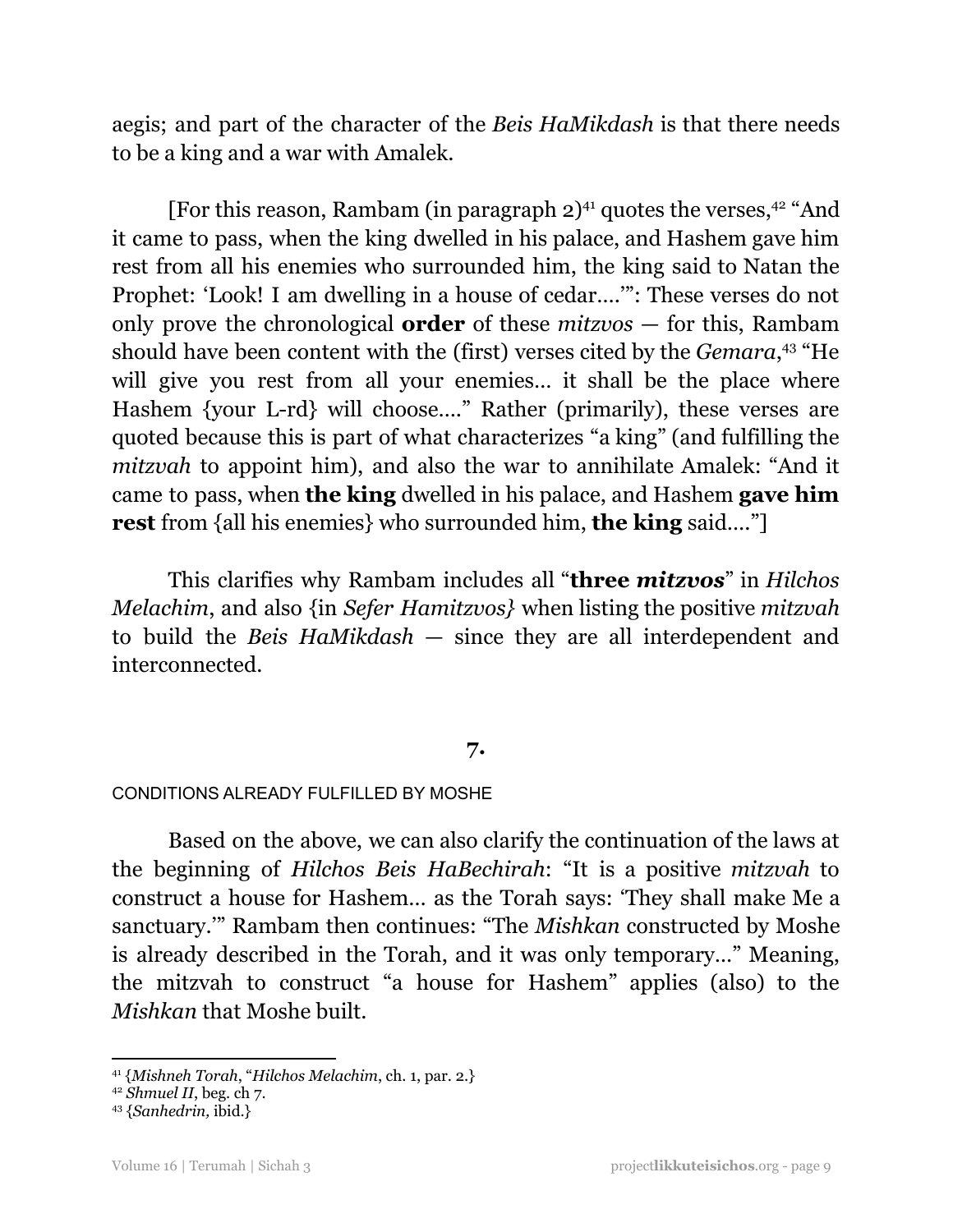aegis; and part of the character of the *Beis HaMikdash* is that there needs to be a king and a war with Amalek.

[For this reason, Rambam (in paragraph 2)[41] quotes the verses,[42] "And it came to pass, when the king dwelled in his palace, and Hashem gave him rest from all his enemies who surrounded him, the king said to Natan the Prophet: 'Look! I am dwelling in a house of cedar….'": These verses do not only prove the chronological **order** of these *mitzvos* — for this, Rambam should have been content with the (first) verses cited by the *Gemara*,[43] "He will give you rest from all your enemies… it shall be the place where Hashem {your L-rd} will choose…." Rather (primarily), these verses are quoted because this is part of what characterizes "a king" (and fulfilling the *mitzvah* to appoint him), and also the war to annihilate Amalek: "And it came to pass, when **the king** dwelled in his palace, and Hashem **gave him rest** from {all his enemies} who surrounded him, **the king** said…."]

This clarifies why Rambam includes all "**three *mitzvos***" in *Hilchos Melachim*, and also {in *Sefer Hamitzvos}* when listing the positive *mitzvah* to build the *Beis HaMikdash* — since they are all interdependent and interconnected.

## 7.

CONDITIONS ALREADY FULFILLED BY MOSHE

Based on the above, we can also clarify the continuation of the laws at the beginning of *Hilchos Beis HaBechirah*: "It is a positive *mitzvah* to construct a house for Hashem… as the Torah says: 'They shall make Me a sanctuary.'" Rambam then continues: "The *Mishkan* constructed by Moshe is already described in the Torah, and it was only temporary…" Meaning, the mitzvah to construct "a house for Hashem" applies (also) to the *Mishkan* that Moshe built.

---

[41] {*Mishneh Torah*, "*Hilchos Melachim*, ch. 1, par. 2.}

[42] *Shmuel II*, beg. ch 7.

[43] {*Sanhedrin,* ibid.}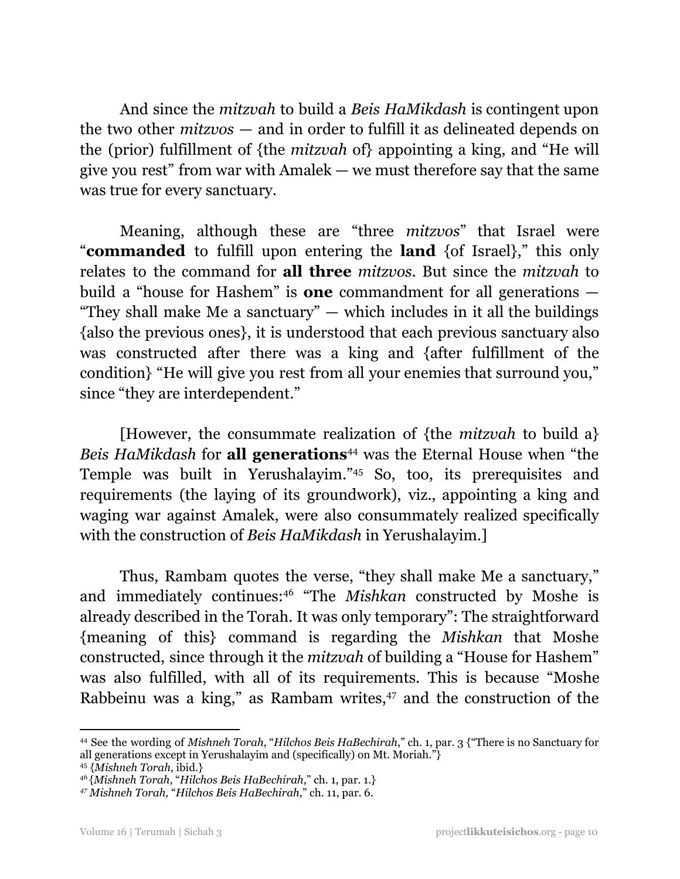And since the *mitzvah* to build a *Beis HaMikdash* is contingent upon the two other *mitzvos* — and in order to fulfill it as delineated depends on the (prior) fulfillment of {the *mitzvah* of} appointing a king, and "He will give you rest" from war with Amalek — we must therefore say that the same was true for every sanctuary.

Meaning, although these are "three *mitzvos*" that Israel were "**commanded** to fulfill upon entering the **land** {of Israel}," this only relates to the command for **all three** *mitzvos*. But since the *mitzvah* to build a "house for Hashem" is **one** commandment for all generations — "They shall make Me a sanctuary" — which includes in it all the buildings {also the previous ones}, it is understood that each previous sanctuary also was constructed after there was a king and {after fulfillment of the condition} "He will give you rest from all your enemies that surround you," since "they are interdependent."

[However, the consummate realization of {the *mitzvah* to build a} *Beis HaMikdash* for **all generations**[44] was the Eternal House when "the Temple was built in Yerushalayim."[45] So, too, its prerequisites and requirements (the laying of its groundwork), viz., appointing a king and waging war against Amalek, were also consummately realized specifically with the construction of *Beis HaMikdash* in Yerushalayim.]

Thus, Rambam quotes the verse, "they shall make Me a sanctuary," and immediately continues:[46] "The *Mishkan* constructed by Moshe is already described in the Torah. It was only temporary": The straightforward {meaning of this} command is regarding the *Mishkan* that Moshe constructed, since through it the *mitzvah* of building a "House for Hashem" was also fulfilled, with all of its requirements. This is because "Moshe Rabbeinu was a king," as Rambam writes,[47] and the construction of the

---

[44] See the wording of *Mishneh Torah*, "*Hilchos Beis HaBechirah*," ch. 1, par. 3 {"There is no Sanctuary for all generations except in Yerushalayim and (specifically) on Mt. Moriah."}

[45] {*Mishneh Torah*, ibid.}

[46] {*Mishneh Torah*, "*Hilchos Beis HaBechirah*," ch. 1, par. 1.}

[47] *Mishneh Torah,* "*Hilchos Beis HaBechirah,*" ch. 11, par. 6.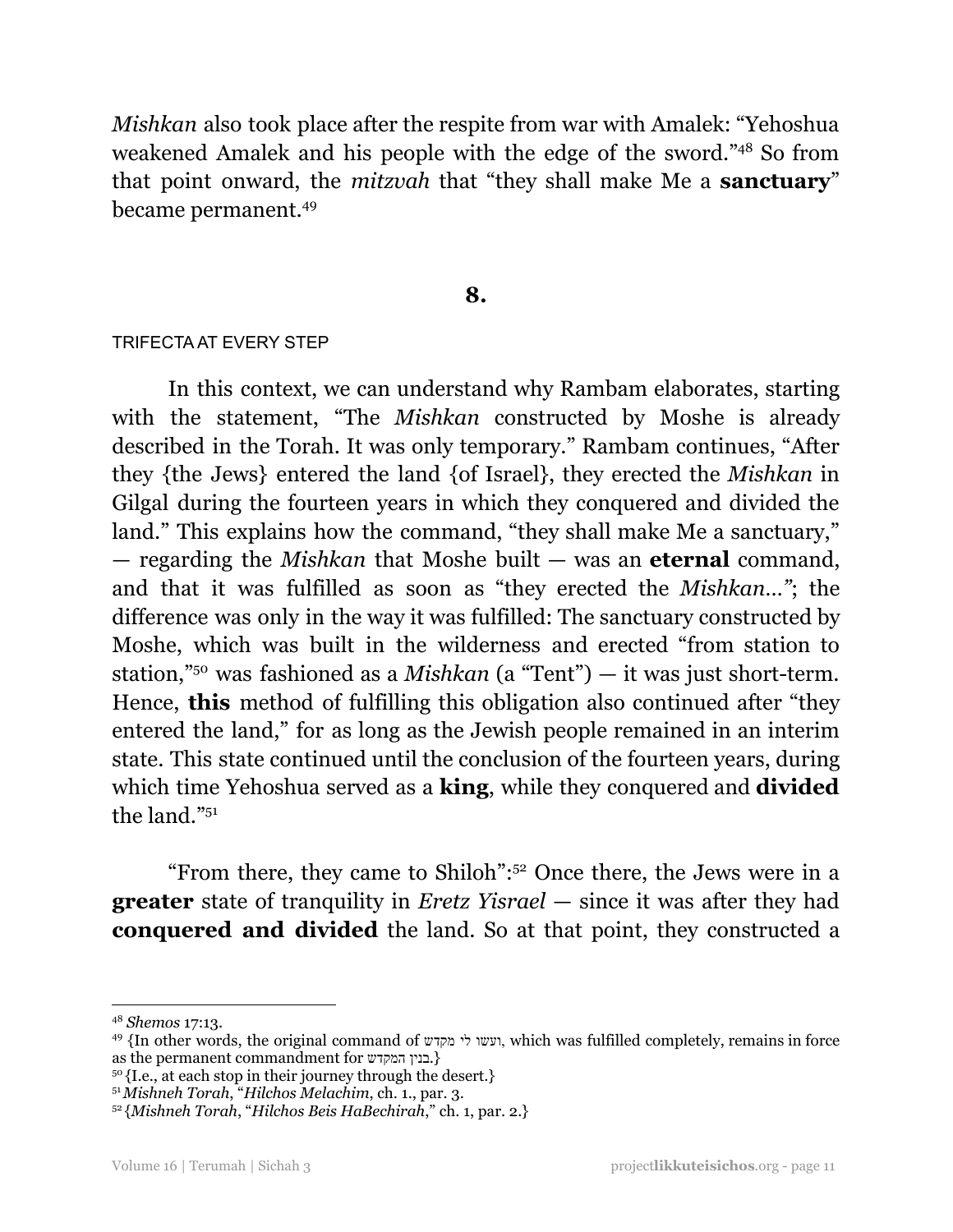*Mishkan* also took place after the respite from war with Amalek: "Yehoshua weakened Amalek and his people with the edge of the sword."[48] So from that point onward, the *mitzvah* that "they shall make Me a **sanctuary**" became permanent.[49]

## 8.

TRIFECTA AT EVERY STEP

In this context, we can understand why Rambam elaborates, starting with the statement, "The *Mishkan* constructed by Moshe is already described in the Torah. It was only temporary." Rambam continues, "After they {the Jews} entered the land {of Israel}, they erected the *Mishkan* in Gilgal during the fourteen years in which they conquered and divided the land." This explains how the command, "they shall make Me a sanctuary," — regarding the *Mishkan* that Moshe built — was an **eternal** command, and that it was fulfilled as soon as "they erected the *Mishkan*..."; the difference was only in the way it was fulfilled: The sanctuary constructed by Moshe, which was built in the wilderness and erected "from station to station,"[50] was fashioned as a *Mishkan* (a "Tent") — it was just short-term. Hence, **this** method of fulfilling this obligation also continued after "they entered the land," for as long as the Jewish people remained in an interim state. This state continued until the conclusion of the fourteen years, during which time Yehoshua served as a **king**, while they conquered and **divided** the land."[51]

"From there, they came to Shiloh":[52] Once there, the Jews were in a **greater** state of tranquility in *Eretz Yisrael* — since it was after they had **conquered and divided** the land. So at that point, they constructed a

---

[48] *Shemos* 17:13.

[49] {In other words, the original command of ועשו לי מקדש, which was fulfilled completely, remains in force as the permanent commandment for בנין המקדש.}

[50] {I.e., at each stop in their journey through the desert.}

[51] *Mishneh Torah*, "*Hilchos Melachim*, ch. 1., par. 3.

[52] {*Mishneh Torah*, "*Hilchos Beis HaBechirah*," ch. 1, par. 2.}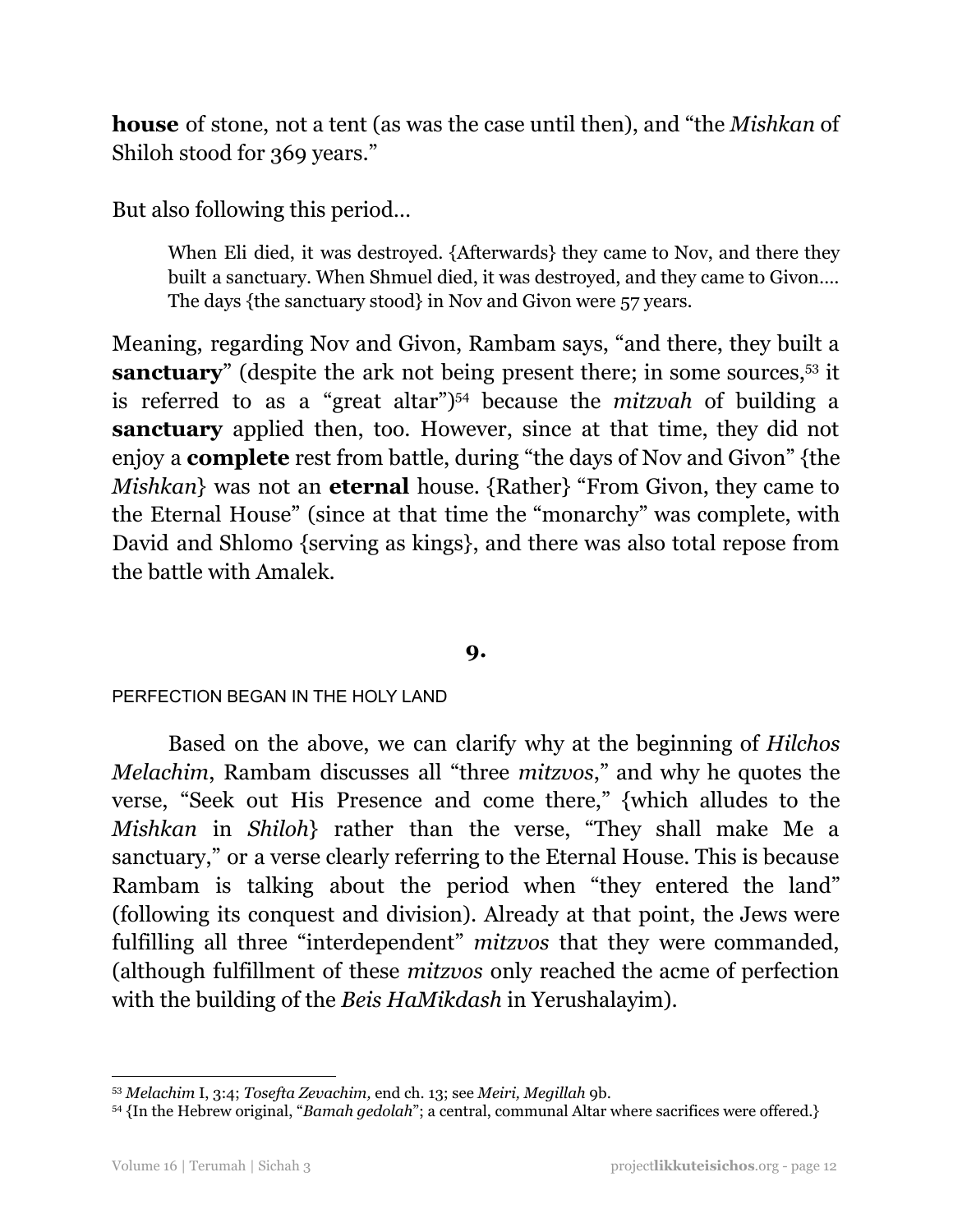**house** of stone, not a tent (as was the case until then), and "the *Mishkan* of Shiloh stood for 369 years."

But also following this period…

> When Eli died, it was destroyed. {Afterwards} they came to Nov, and there they built a sanctuary. When Shmuel died, it was destroyed, and they came to Givon…. The days {the sanctuary stood} in Nov and Givon were 57 years.

Meaning, regarding Nov and Givon, Rambam says, "and there, they built a **sanctuary**" (despite the ark not being present there; in some sources,[53] it is referred to as a "great altar")[54] because the *mitzvah* of building a **sanctuary** applied then, too. However, since at that time, they did not enjoy a **complete** rest from battle, during "the days of Nov and Givon" {the *Mishkan*} was not an **eternal** house. {Rather} "From Givon, they came to the Eternal House" (since at that time the "monarchy" was complete, with David and Shlomo {serving as kings}, and there was also total repose from the battle with Amalek.

## 9.

### PERFECTION BEGAN IN THE HOLY LAND

Based on the above, we can clarify why at the beginning of *Hilchos Melachim*, Rambam discusses all "three *mitzvos*," and why he quotes the verse, "Seek out His Presence and come there," {which alludes to the *Mishkan* in *Shiloh*} rather than the verse, "They shall make Me a sanctuary," or a verse clearly referring to the Eternal House. This is because Rambam is talking about the period when "they entered the land" (following its conquest and division). Already at that point, the Jews were fulfilling all three "interdependent" *mitzvos* that they were commanded, (although fulfillment of these *mitzvos* only reached the acme of perfection with the building of the *Beis HaMikdash* in Yerushalayim).

---

[53] *Melachim* I, 3:4; *Tosefta Zevachim,* end ch. 13; see *Meiri, Megillah* 9b.

[54] {In the Hebrew original, "*Bamah gedolah*"; a central, communal Altar where sacrifices were offered.}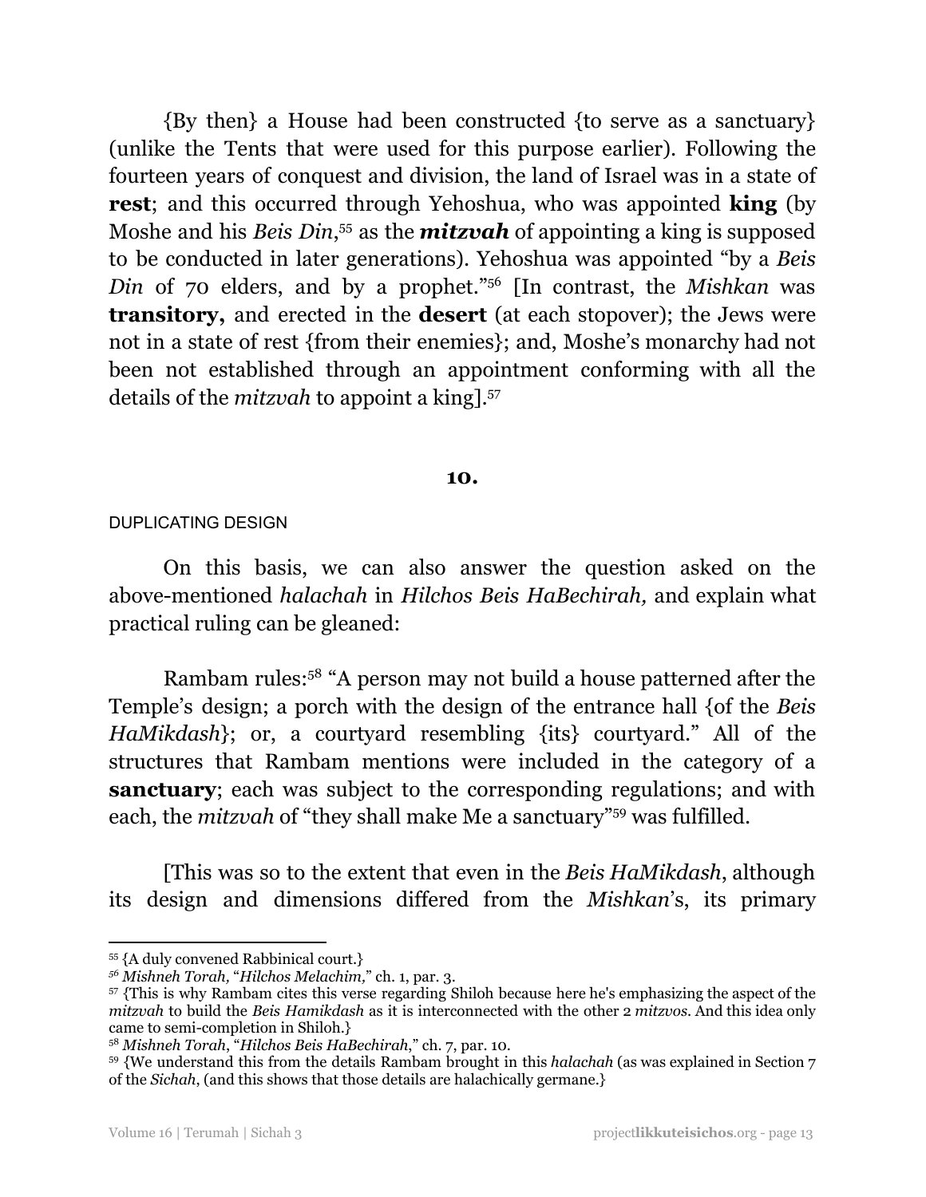{By then} a House had been constructed {to serve as a sanctuary} (unlike the Tents that were used for this purpose earlier). Following the fourteen years of conquest and division, the land of Israel was in a state of **rest**; and this occurred through Yehoshua, who was appointed **king** (by Moshe and his *Beis Din*,[55] as the ***mitzvah*** of appointing a king is supposed to be conducted in later generations). Yehoshua was appointed "by a *Beis Din* of 70 elders, and by a prophet."[56] [In contrast, the *Mishkan* was **transitory,** and erected in the **desert** (at each stopover); the Jews were not in a state of rest {from their enemies}; and, Moshe's monarchy had not been not established through an appointment conforming with all the details of the *mitzvah* to appoint a king].[57]

**10.**

DUPLICATING DESIGN

On this basis, we can also answer the question asked on the above-mentioned *halachah* in *Hilchos Beis HaBechirah,* and explain what practical ruling can be gleaned:

Rambam rules:[58] "A person may not build a house patterned after the Temple's design; a porch with the design of the entrance hall {of the *Beis HaMikdash*}; or, a courtyard resembling {its} courtyard." All of the structures that Rambam mentions were included in the category of a **sanctuary**; each was subject to the corresponding regulations; and with each, the *mitzvah* of "they shall make Me a sanctuary"[59] was fulfilled.

[This was so to the extent that even in the *Beis HaMikdash*, although its design and dimensions differed from the *Mishkan*'s, its primary

---

[55] {A duly convened Rabbinical court.}

[56] *Mishneh Torah,* "*Hilchos Melachim,*" ch. 1, par. 3.

[57] {This is why Rambam cites this verse regarding Shiloh because here he's emphasizing the aspect of the *mitzvah* to build the *Beis Hamikdash* as it is interconnected with the other 2 *mitzvos*. And this idea only came to semi-completion in Shiloh.}

[58] *Mishneh Torah,* "*Hilchos Beis HaBechirah,*" ch. 7, par. 10.

[59] {We understand this from the details Rambam brought in this *halachah* (as was explained in Section 7 of the *Sichah*, (and this shows that those details are halachically germane.}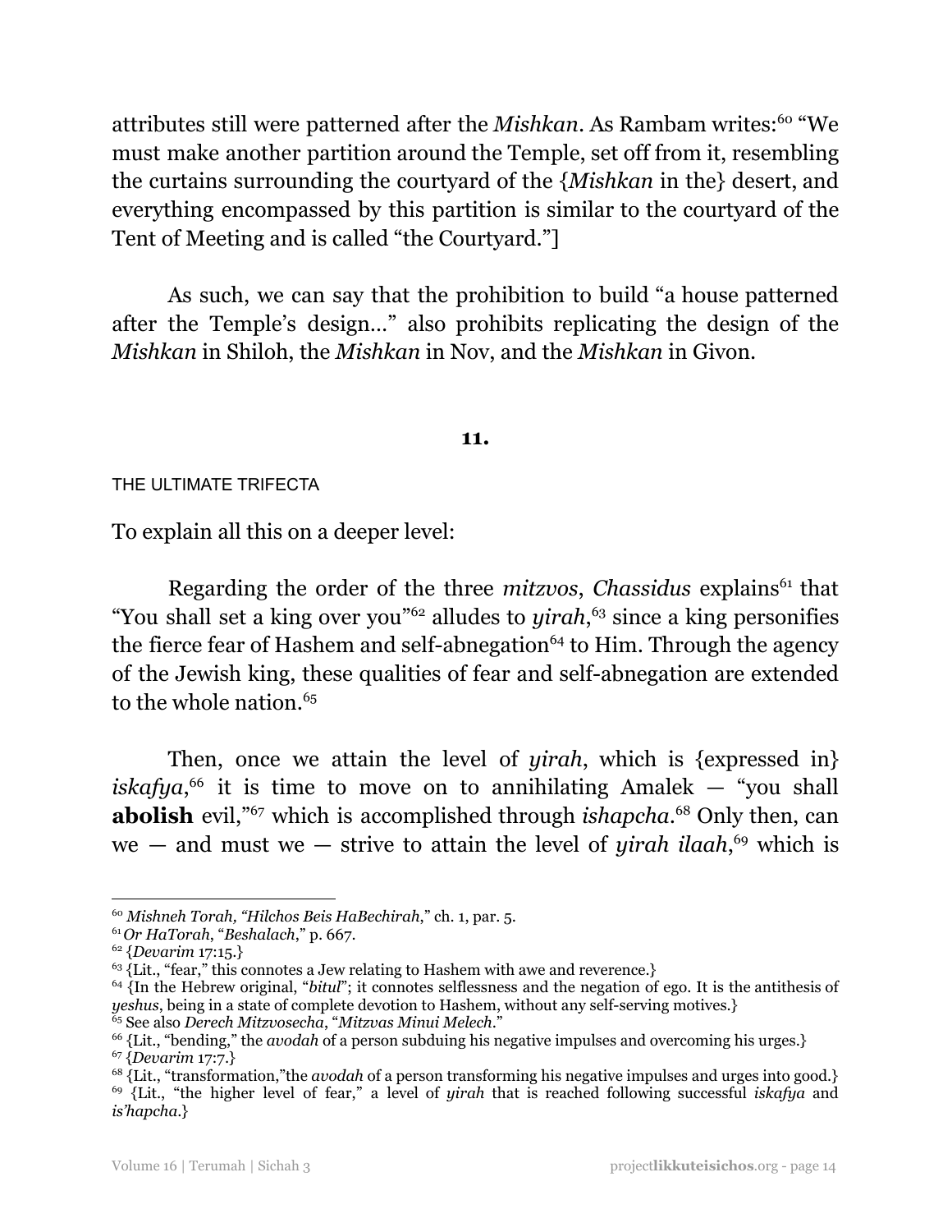attributes still were patterned after the *Mishkan*. As Rambam writes:[60] "We must make another partition around the Temple, set off from it, resembling the curtains surrounding the courtyard of the {*Mishkan* in the} desert, and everything encompassed by this partition is similar to the courtyard of the Tent of Meeting and is called "the Courtyard."]

As such, we can say that the prohibition to build "a house patterned after the Temple's design…" also prohibits replicating the design of the *Mishkan* in Shiloh, the *Mishkan* in Nov, and the *Mishkan* in Givon.

**11.**

THE ULTIMATE TRIFECTA

To explain all this on a deeper level:

Regarding the order of the three *mitzvos*, *Chassidus* explains[61] that "You shall set a king over you"[62] alludes to *yirah*,[63] since a king personifies the fierce fear of Hashem and self-abnegation[64] to Him. Through the agency of the Jewish king, these qualities of fear and self-abnegation are extended to the whole nation.[65]

Then, once we attain the level of *yirah*, which is {expressed in} *iskafya*,[66] it is time to move on to annihilating Amalek — "you shall **abolish** evil,"[67] which is accomplished through *ishapcha*.[68] Only then, can we — and must we — strive to attain the level of *yirah ilaah*,[69] which is

---

[60] *Mishneh Torah, "Hilchos Beis HaBechirah*," ch. 1, par. 5.

[61] *Or HaTorah*, "*Beshalach*," p. 667.

[62] {*Devarim* 17:15.}

[63] {Lit., "fear," this connotes a Jew relating to Hashem with awe and reverence.}

[64] {In the Hebrew original, "*bitul*"; it connotes selflessness and the negation of ego. It is the antithesis of *yeshus*, being in a state of complete devotion to Hashem, without any self-serving motives.}

[65] See also *Derech Mitzvosecha*, "*Mitzvas Minui Melech*."

[66] {Lit., "bending," the *avodah* of a person subduing his negative impulses and overcoming his urges.}

[67] {*Devarim* 17:7.}

[68] {Lit., "transformation,"the *avodah* of a person transforming his negative impulses and urges into good.}

[69] {Lit., "the higher level of fear," a level of *yirah* that is reached following successful *iskafya* and *is'hapcha*.}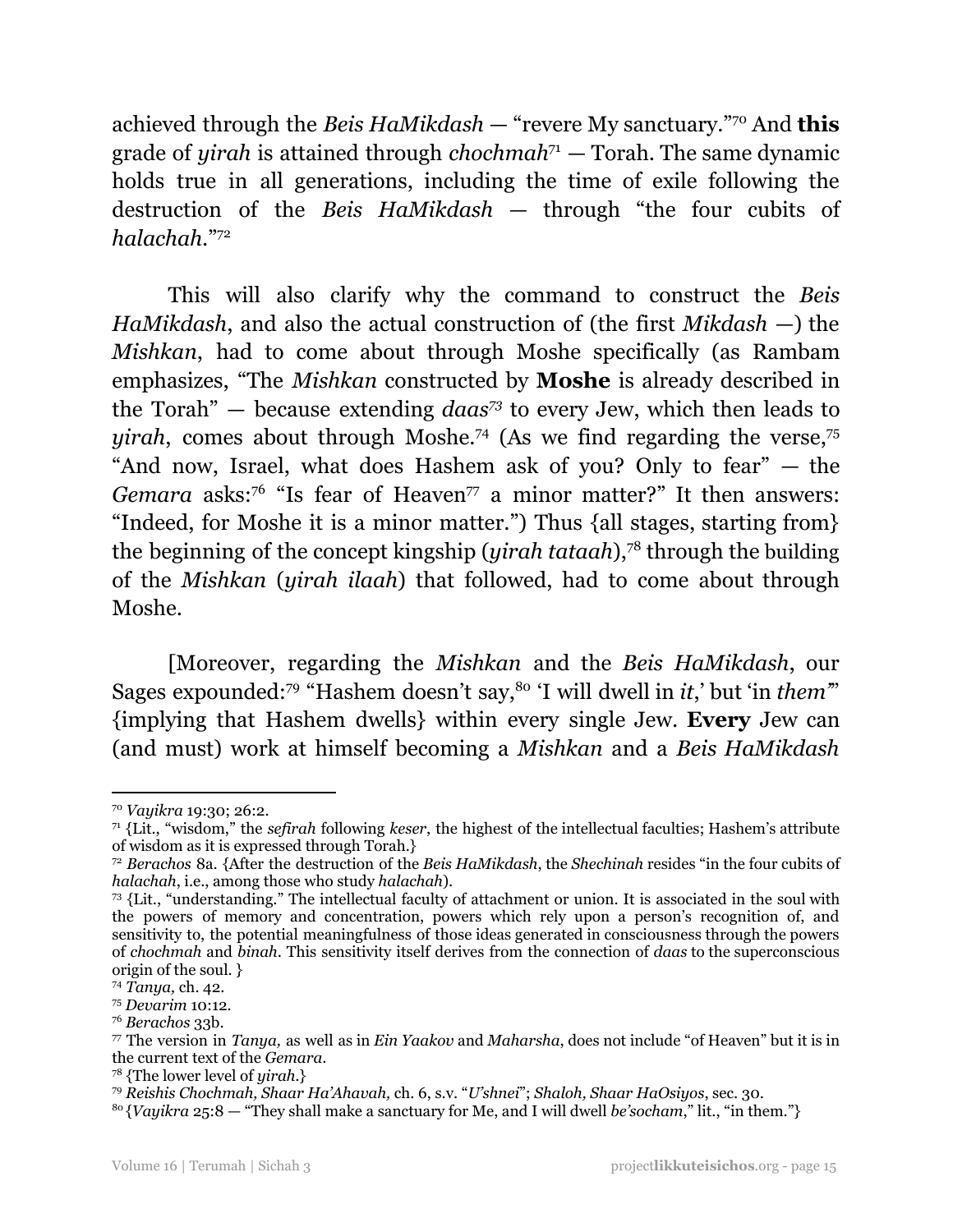achieved through the *Beis HaMikdash* — "revere My sanctuary."[70] And **this** grade of *yirah* is attained through *chochmah*[71] — Torah. The same dynamic holds true in all generations, including the time of exile following the destruction of the *Beis HaMikdash* — through "the four cubits of *halachah*."[72]

This will also clarify why the command to construct the *Beis HaMikdash*, and also the actual construction of (the first *Mikdash* —) the *Mishkan*, had to come about through Moshe specifically (as Rambam emphasizes, "The *Mishkan* constructed by **Moshe** is already described in the Torah" — because extending *daas*[73] to every Jew, which then leads to *yirah*, comes about through Moshe.[74] (As we find regarding the verse,[75] "And now, Israel, what does Hashem ask of you? Only to fear" — the *Gemara* asks:[76] "Is fear of Heaven[77] a minor matter?" It then answers: "Indeed, for Moshe it is a minor matter.") Thus {all stages, starting from} the beginning of the concept kingship (*yirah tataah*),[78] through the building of the *Mishkan* (*yirah ilaah*) that followed, had to come about through Moshe.

[Moreover, regarding the *Mishkan* and the *Beis HaMikdash*, our Sages expounded:[79] "Hashem doesn't say,[80] 'I will dwell in *it*,' but 'in *them*'" {implying that Hashem dwells} within every single Jew. **Every** Jew can (and must) work at himself becoming a *Mishkan* and a *Beis HaMikdash*

---

[70] *Vayikra* 19:30; 26:2.

[71] {Lit., "wisdom," the *sefirah* following *keser*, the highest of the intellectual faculties; Hashem's attribute of wisdom as it is expressed through Torah.}

[72] *Berachos* 8a. {After the destruction of the *Beis HaMikdash*, the *Shechinah* resides "in the four cubits of *halachah*, i.e., among those who study *halachah*).

[73] {Lit., "understanding." The intellectual faculty of attachment or union. It is associated in the soul with the powers of memory and concentration, powers which rely upon a person's recognition of, and sensitivity to, the potential meaningfulness of those ideas generated in consciousness through the powers of *chochmah* and *binah*. This sensitivity itself derives from the connection of *daas* to the superconscious origin of the soul. }

[74] *Tanya,* ch. 42.

[75] *Devarim* 10:12.

[76] *Berachos* 33b.

[77] The version in *Tanya,* as well as in *Ein Yaakov* and *Maharsha*, does not include "of Heaven" but it is in the current text of the *Gemara*.

[78] {The lower level of *yirah*.}

[79] *Reishis Chochmah, Shaar Ha'Ahavah,* ch. 6, s.v. "*U'shnei*"; *Shaloh, Shaar HaOsiyos*, sec. 30.

[80] {*Vayikra* 25:8 — "They shall make a sanctuary for Me, and I will dwell *be'socham*," lit., "in them."}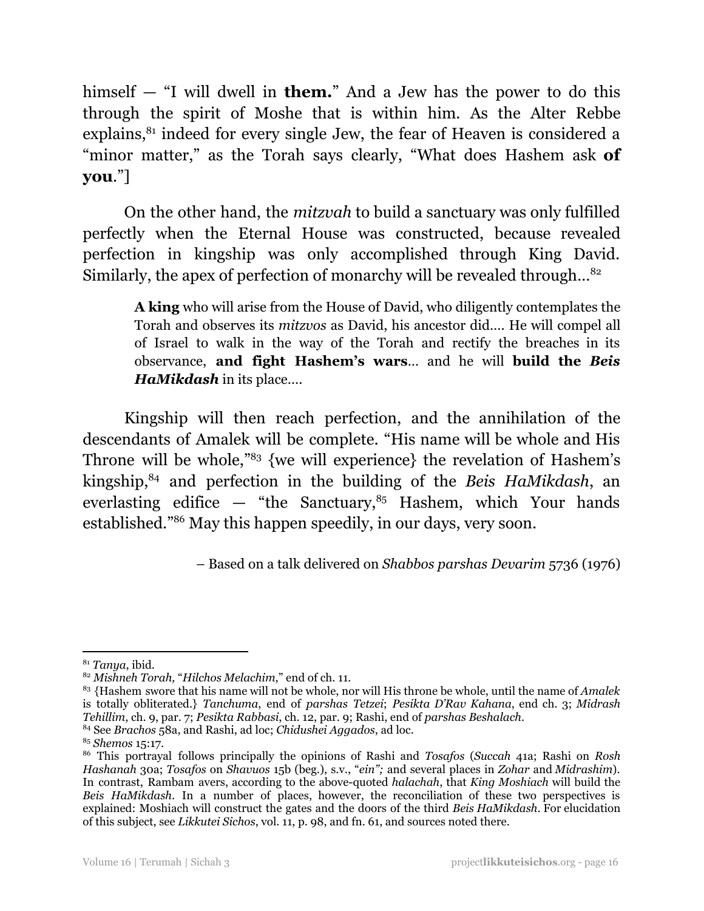himself — "I will dwell in **them.**" And a Jew has the power to do this through the spirit of Moshe that is within him. As the Alter Rebbe explains,[81] indeed for every single Jew, the fear of Heaven is considered a "minor matter," as the Torah says clearly, "What does Hashem ask **of you**."]

On the other hand, the *mitzvah* to build a sanctuary was only fulfilled perfectly when the Eternal House was constructed, because revealed perfection in kingship was only accomplished through King David. Similarly, the apex of perfection of monarchy will be revealed through…[82]

> **A king** who will arise from the House of David, who diligently contemplates the Torah and observes its *mitzvos* as David, his ancestor did…. He will compel all of Israel to walk in the way of the Torah and rectify the breaches in its observance, **and fight Hashem's wars**… and he will **build the *Beis HaMikdash*** in its place….

Kingship will then reach perfection, and the annihilation of the descendants of Amalek will be complete. "His name will be whole and His Throne will be whole,"[83] {we will experience} the revelation of Hashem's kingship,[84] and perfection in the building of the *Beis HaMikdash*, an everlasting edifice — "the Sanctuary,[85] Hashem, which Your hands established."[86] May this happen speedily, in our days, very soon.

– Based on a talk delivered on *Shabbos parshas Devarim* 5736 (1976)

---

[81] *Tanya*, ibid.

[82] *Mishneh Torah,* "*Hilchos Melachim*," end of ch. 11.

[83] {Hashem swore that his name will not be whole, nor will His throne be whole, until the name of *Amalek* is totally obliterated.} *Tanchuma*, end of *parshas Tetzei*; *Pesikta D'Rav Kahana*, end ch. 3; *Midrash Tehillim*, ch. 9, par. 7; *Pesikta Rabbasi*, ch. 12, par. 9; Rashi, end of *parshas Beshalach*.

[84] See *Brachos* 58a, and Rashi, ad loc; *Chidushei Aggados*, ad loc.

[85] *Shemos* 15:17.

[86] This portrayal follows principally the opinions of Rashi and *Tosafos* (*Succah* 41a; Rashi on *Rosh Hashanah* 30a; *Tosafos* on *Shavuos* 15b (beg.), s.v., "*ein";* and several places in *Zohar* and *Midrashim*). In contrast, Rambam avers, according to the above-quoted *halachah*, that *King Moshiach* will build the *Beis HaMikdash*. In a number of places, however, the reconciliation of these two perspectives is explained: Moshiach will construct the gates and the doors of the third *Beis HaMikdash*. For elucidation of this subject, see *Likkutei Sichos*, vol. 11, p. 98, and fn. 61, and sources noted there.